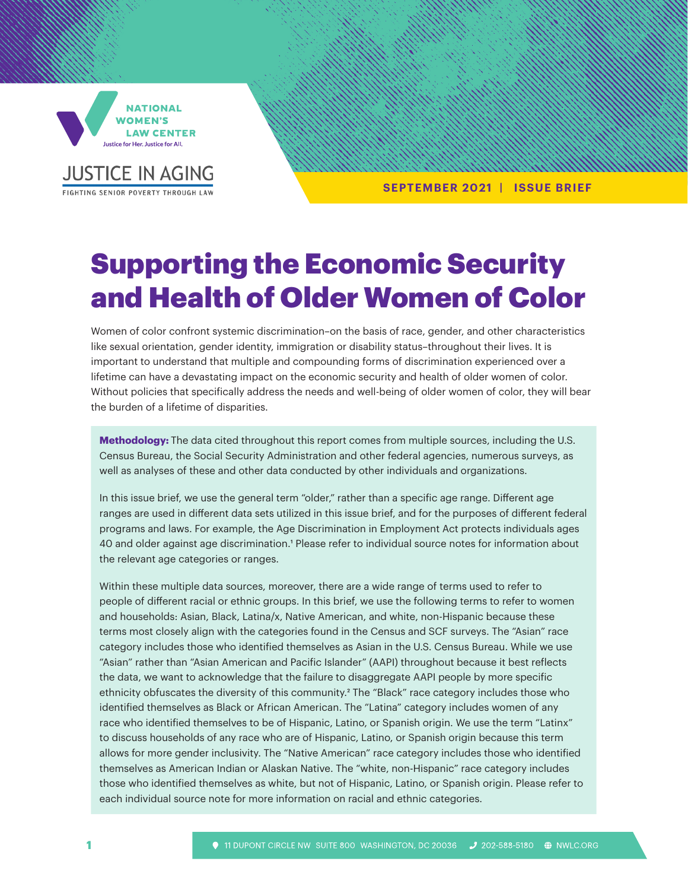NATIONAL WOMEN'S LAW CENTER

Justice for Her. Justice for All.

JUSTICE IN AGING

FIGHTING SENIOR POVERTY THROUGH LAW

**SEPTEMBER 2021 | ISSUE BRIEF**

# Supporting the Economic Security and Health of Older Women of Color

Women of color confront systemic discrimination–on the basis of race, gender, and other characteristics like sexual orientation, gender identity, immigration or disability status–throughout their lives. It is important to understand that multiple and compounding forms of discrimination experienced over a lifetime can have a devastating impact on the economic security and health of older women of color. Without policies that specifically address the needs and well-being of older women of color, they will bear the burden of a lifetime of disparities.

**Methodology:** The data cited throughout this report comes from multiple sources, including the U.S. Census Bureau, the Social Security Administration and other federal agencies, numerous surveys, as well as analyses of these and other data conducted by other individuals and organizations.

In this issue brief, we use the general term "older," rather than a specific age range. Different age ranges are used in different data sets utilized in this issue brief, and for the purposes of different federal programs and laws. For example, the Age Discrimination in Employment Act protects individuals ages 40 and older against age discrimination.[1] Please refer to individual source notes for information about the relevant age categories or ranges.

Within these multiple data sources, moreover, there are a wide range of terms used to refer to people of different racial or ethnic groups. In this brief, we use the following terms to refer to women and households: Asian, Black, Latina/x, Native American, and white, non-Hispanic because these terms most closely align with the categories found in the Census and SCF surveys. The "Asian" race category includes those who identified themselves as Asian in the U.S. Census Bureau. While we use "Asian" rather than "Asian American and Pacific Islander" (AAPI) throughout because it best reflects the data, we want to acknowledge that the failure to disaggregate AAPI people by more specific ethnicity obfuscates the diversity of this community.[2] The "Black" race category includes those who identified themselves as Black or African American. The "Latina" category includes women of any race who identified themselves to be of Hispanic, Latino, or Spanish origin. We use the term "Latinx" to discuss households of any race who are of Hispanic, Latino, or Spanish origin because this term allows for more gender inclusivity. The "Native American" race category includes those who identified themselves as American Indian or Alaskan Native. The "white, non-Hispanic" race category includes those who identified themselves as white, but not of Hispanic, Latino, or Spanish origin. Please refer to each individual source note for more information on racial and ethnic categories.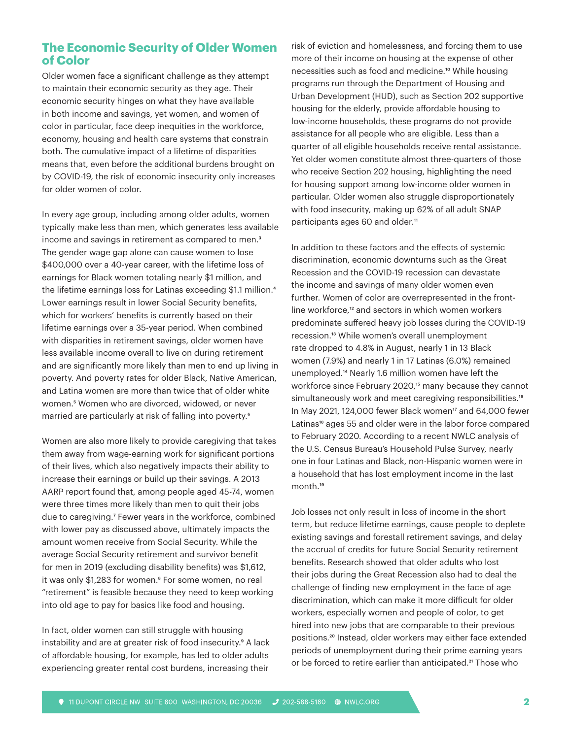## The Economic Security of Older Women of Color

Older women face a significant challenge as they attempt to maintain their economic security as they age. Their economic security hinges on what they have available in both income and savings, yet women, and women of color in particular, face deep inequities in the workforce, economy, housing and health care systems that constrain both. The cumulative impact of a lifetime of disparities means that, even before the additional burdens brought on by COVID-19, the risk of economic insecurity only increases for older women of color.

In every age group, including among older adults, women typically make less than men, which generates less available income and savings in retirement as compared to men.[3] The gender wage gap alone can cause women to lose $400,000 over a 40-year career, with the lifetime loss of earnings for Black women totaling nearly $1 million, and the lifetime earnings loss for Latinas exceeding $1.1 million.[4] Lower earnings result in lower Social Security benefits, which for workers' benefits is currently based on their lifetime earnings over a 35-year period. When combined with disparities in retirement savings, older women have less available income overall to live on during retirement and are significantly more likely than men to end up living in poverty. And poverty rates for older Black, Native American, and Latina women are more than twice that of older white women.[5] Women who are divorced, widowed, or never married are particularly at risk of falling into poverty.[6]

Women are also more likely to provide caregiving that takes them away from wage-earning work for significant portions of their lives, which also negatively impacts their ability to increase their earnings or build up their savings. A 2013 AARP report found that, among people aged 45-74, women were three times more likely than men to quit their jobs due to caregiving.[7] Fewer years in the workforce, combined with lower pay as discussed above, ultimately impacts the amount women receive from Social Security. While the average Social Security retirement and survivor benefit for men in 2019 (excluding disability benefits) was $1,612, it was only $1,283 for women.[8] For some women, no real "retirement" is feasible because they need to keep working into old age to pay for basics like food and housing.

In fact, older women can still struggle with housing instability and are at greater risk of food insecurity.[9] A lack of affordable housing, for example, has led to older adults experiencing greater rental cost burdens, increasing their risk of eviction and homelessness, and forcing them to use more of their income on housing at the expense of other necessities such as food and medicine.[10] While housing programs run through the Department of Housing and Urban Development (HUD), such as Section 202 supportive housing for the elderly, provide affordable housing to low-income households, these programs do not provide assistance for all people who are eligible. Less than a quarter of all eligible households receive rental assistance. Yet older women constitute almost three-quarters of those who receive Section 202 housing, highlighting the need for housing support among low-income older women in particular. Older women also struggle disproportionately with food insecurity, making up 62% of all adult SNAP participants ages 60 and older.[11]

In addition to these factors and the effects of systemic discrimination, economic downturns such as the Great Recession and the COVID-19 recession can devastate the income and savings of many older women even further. Women of color are overrepresented in the front-line workforce,[12] and sectors in which women workers predominate suffered heavy job losses during the COVID-19 recession.[13] While women's overall unemployment rate dropped to 4.8% in August, nearly 1 in 13 Black women (7.9%) and nearly 1 in 17 Latinas (6.0%) remained unemployed.[14] Nearly 1.6 million women have left the workforce since February 2020,[15] many because they cannot simultaneously work and meet caregiving responsibilities.[16] In May 2021, 124,000 fewer Black women[17] and 64,000 fewer Latinas[18] ages 55 and older were in the labor force compared to February 2020. According to a recent NWLC analysis of the U.S. Census Bureau's Household Pulse Survey, nearly one in four Latinas and Black, non-Hispanic women were in a household that has lost employment income in the last month.[19]

Job losses not only result in loss of income in the short term, but reduce lifetime earnings, cause people to deplete existing savings and forestall retirement savings, and delay the accrual of credits for future Social Security retirement benefits. Research showed that older adults who lost their jobs during the Great Recession also had to deal the challenge of finding new employment in the face of age discrimination, which can make it more difficult for older workers, especially women and people of color, to get hired into new jobs that are comparable to their previous positions.[20] Instead, older workers may either face extended periods of unemployment during their prime earning years or be forced to retire earlier than anticipated.[21] Those who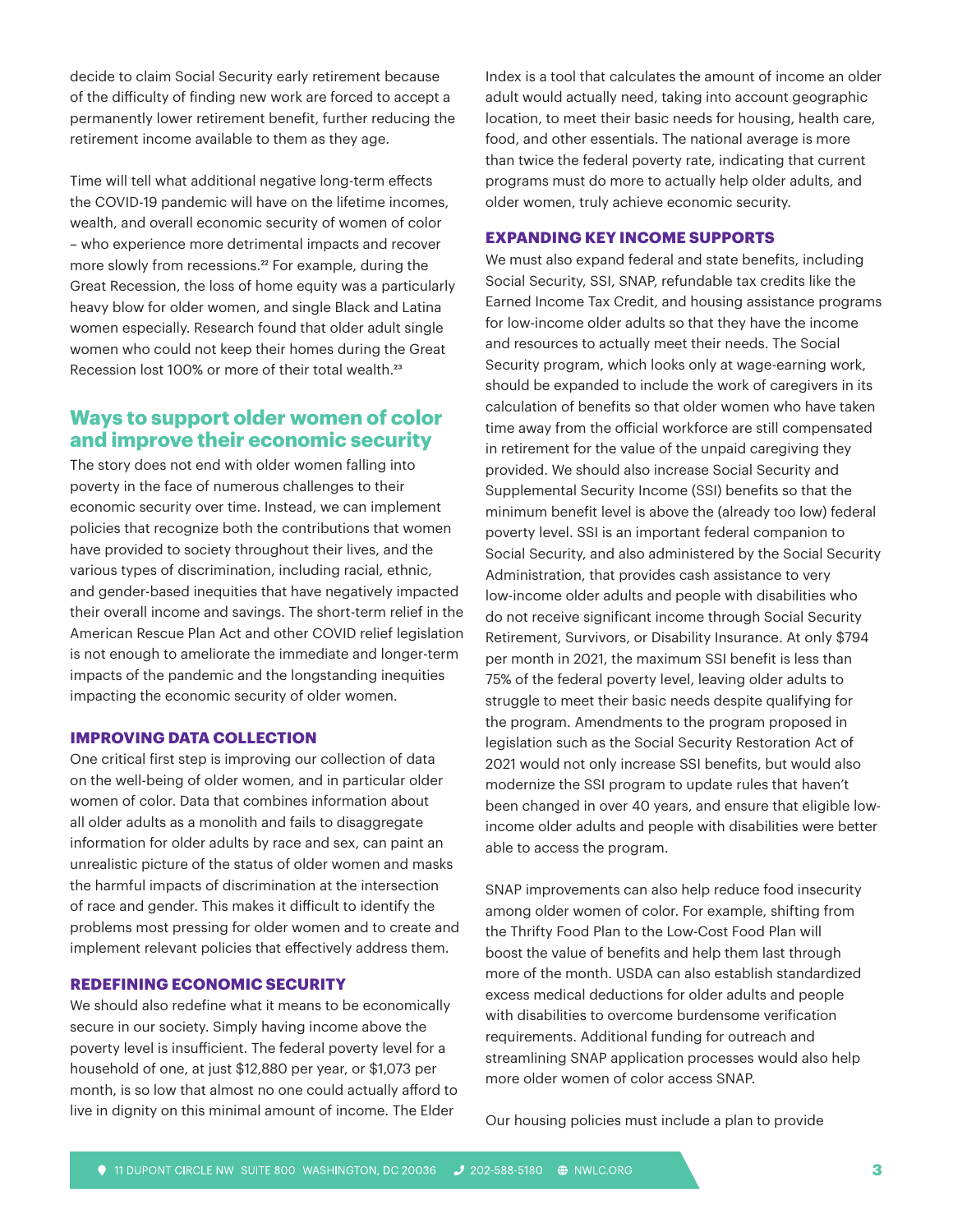decide to claim Social Security early retirement because of the difficulty of finding new work are forced to accept a permanently lower retirement benefit, further reducing the retirement income available to them as they age.

Time will tell what additional negative long-term effects the COVID-19 pandemic will have on the lifetime incomes, wealth, and overall economic security of women of color – who experience more detrimental impacts and recover more slowly from recessions.[22] For example, during the Great Recession, the loss of home equity was a particularly heavy blow for older women, and single Black and Latina women especially. Research found that older adult single women who could not keep their homes during the Great Recession lost 100% or more of their total wealth.[23]

## Ways to support older women of color and improve their economic security

The story does not end with older women falling into poverty in the face of numerous challenges to their economic security over time. Instead, we can implement policies that recognize both the contributions that women have provided to society throughout their lives, and the various types of discrimination, including racial, ethnic, and gender-based inequities that have negatively impacted their overall income and savings. The short-term relief in the American Rescue Plan Act and other COVID relief legislation is not enough to ameliorate the immediate and longer-term impacts of the pandemic and the longstanding inequities impacting the economic security of older women.

### IMPROVING DATA COLLECTION

One critical first step is improving our collection of data on the well-being of older women, and in particular older women of color. Data that combines information about all older adults as a monolith and fails to disaggregate information for older adults by race and sex, can paint an unrealistic picture of the status of older women and masks the harmful impacts of discrimination at the intersection of race and gender. This makes it difficult to identify the problems most pressing for older women and to create and implement relevant policies that effectively address them.

### REDEFINING ECONOMIC SECURITY

We should also redefine what it means to be economically secure in our society. Simply having income above the poverty level is insufficient. The federal poverty level for a household of one, at just $12,880 per year, or $1,073 per month, is so low that almost no one could actually afford to live in dignity on this minimal amount of income. The Elder Index is a tool that calculates the amount of income an older adult would actually need, taking into account geographic location, to meet their basic needs for housing, health care, food, and other essentials. The national average is more than twice the federal poverty rate, indicating that current programs must do more to actually help older adults, and older women, truly achieve economic security.

### EXPANDING KEY INCOME SUPPORTS

We must also expand federal and state benefits, including Social Security, SSI, SNAP, refundable tax credits like the Earned Income Tax Credit, and housing assistance programs for low-income older adults so that they have the income and resources to actually meet their needs. The Social Security program, which looks only at wage-earning work, should be expanded to include the work of caregivers in its calculation of benefits so that older women who have taken time away from the official workforce are still compensated in retirement for the value of the unpaid caregiving they provided. We should also increase Social Security and Supplemental Security Income (SSI) benefits so that the minimum benefit level is above the (already too low) federal poverty level. SSI is an important federal companion to Social Security, and also administered by the Social Security Administration, that provides cash assistance to very low-income older adults and people with disabilities who do not receive significant income through Social Security Retirement, Survivors, or Disability Insurance. At only $794 per month in 2021, the maximum SSI benefit is less than 75% of the federal poverty level, leaving older adults to struggle to meet their basic needs despite qualifying for the program. Amendments to the program proposed in legislation such as the Social Security Restoration Act of 2021 would not only increase SSI benefits, but would also modernize the SSI program to update rules that haven't been changed in over 40 years, and ensure that eligible low-income older adults and people with disabilities were better able to access the program.

SNAP improvements can also help reduce food insecurity among older women of color. For example, shifting from the Thrifty Food Plan to the Low-Cost Food Plan will boost the value of benefits and help them last through more of the month. USDA can also establish standardized excess medical deductions for older adults and people with disabilities to overcome burdensome verification requirements. Additional funding for outreach and streamlining SNAP application processes would also help more older women of color access SNAP.

Our housing policies must include a plan to provide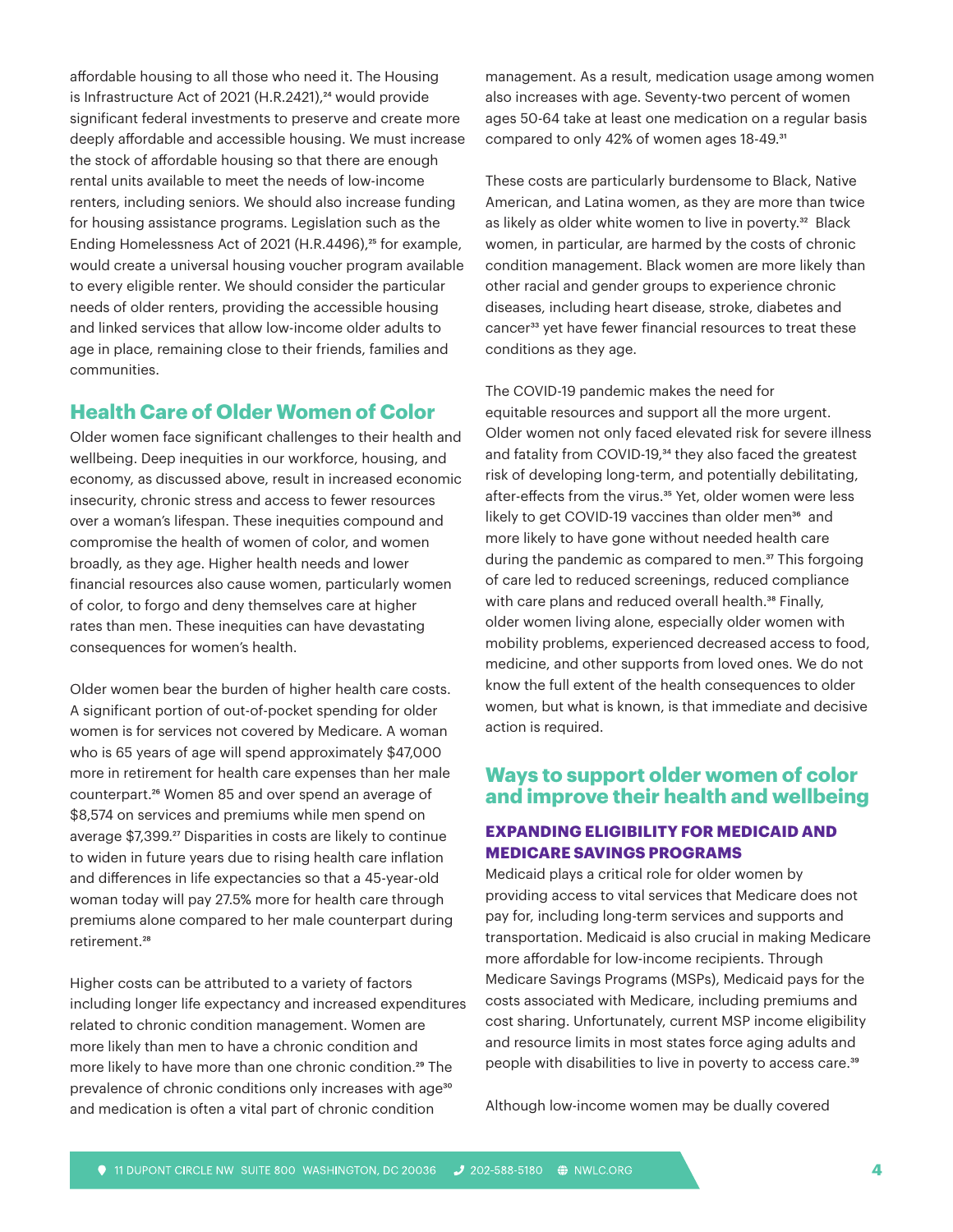affordable housing to all those who need it. The Housing is Infrastructure Act of 2021 (H.R.2421),[24] would provide significant federal investments to preserve and create more deeply affordable and accessible housing. We must increase the stock of affordable housing so that there are enough rental units available to meet the needs of low-income renters, including seniors. We should also increase funding for housing assistance programs. Legislation such as the Ending Homelessness Act of 2021 (H.R.4496),[25] for example, would create a universal housing voucher program available to every eligible renter. We should consider the particular needs of older renters, providing the accessible housing and linked services that allow low-income older adults to age in place, remaining close to their friends, families and communities.

## Health Care of Older Women of Color

Older women face significant challenges to their health and wellbeing. Deep inequities in our workforce, housing, and economy, as discussed above, result in increased economic insecurity, chronic stress and access to fewer resources over a woman's lifespan. These inequities compound and compromise the health of women of color, and women broadly, as they age. Higher health needs and lower financial resources also cause women, particularly women of color, to forgo and deny themselves care at higher rates than men. These inequities can have devastating consequences for women's health.

Older women bear the burden of higher health care costs. A significant portion of out-of-pocket spending for older women is for services not covered by Medicare. A woman who is 65 years of age will spend approximately $47,000 more in retirement for health care expenses than her male counterpart.[26] Women 85 and over spend an average of $8,574 on services and premiums while men spend on average $7,399.[27] Disparities in costs are likely to continue to widen in future years due to rising health care inflation and differences in life expectancies so that a 45-year-old woman today will pay 27.5% more for health care through premiums alone compared to her male counterpart during retirement.[28]

Higher costs can be attributed to a variety of factors including longer life expectancy and increased expenditures related to chronic condition management. Women are more likely than men to have a chronic condition and more likely to have more than one chronic condition.[29] The prevalence of chronic conditions only increases with age[30] and medication is often a vital part of chronic condition management. As a result, medication usage among women also increases with age. Seventy-two percent of women ages 50-64 take at least one medication on a regular basis compared to only 42% of women ages 18-49.[31]

These costs are particularly burdensome to Black, Native American, and Latina women, as they are more than twice as likely as older white women to live in poverty.[32] Black women, in particular, are harmed by the costs of chronic condition management. Black women are more likely than other racial and gender groups to experience chronic diseases, including heart disease, stroke, diabetes and cancer[33] yet have fewer financial resources to treat these conditions as they age.

The COVID-19 pandemic makes the need for equitable resources and support all the more urgent. Older women not only faced elevated risk for severe illness and fatality from COVID-19,[34] they also faced the greatest risk of developing long-term, and potentially debilitating, after-effects from the virus.[35] Yet, older women were less likely to get COVID-19 vaccines than older men[36] and more likely to have gone without needed health care during the pandemic as compared to men.[37] This forgoing of care led to reduced screenings, reduced compliance with care plans and reduced overall health.[38] Finally, older women living alone, especially older women with mobility problems, experienced decreased access to food, medicine, and other supports from loved ones. We do not know the full extent of the health consequences to older women, but what is known, is that immediate and decisive action is required.

## Ways to support older women of color and improve their health and wellbeing

### EXPANDING ELIGIBILITY FOR MEDICAID AND MEDICARE SAVINGS PROGRAMS

Medicaid plays a critical role for older women by providing access to vital services that Medicare does not pay for, including long-term services and supports and transportation. Medicaid is also crucial in making Medicare more affordable for low-income recipients. Through Medicare Savings Programs (MSPs), Medicaid pays for the costs associated with Medicare, including premiums and cost sharing. Unfortunately, current MSP income eligibility and resource limits in most states force aging adults and people with disabilities to live in poverty to access care.[39]

Although low-income women may be dually covered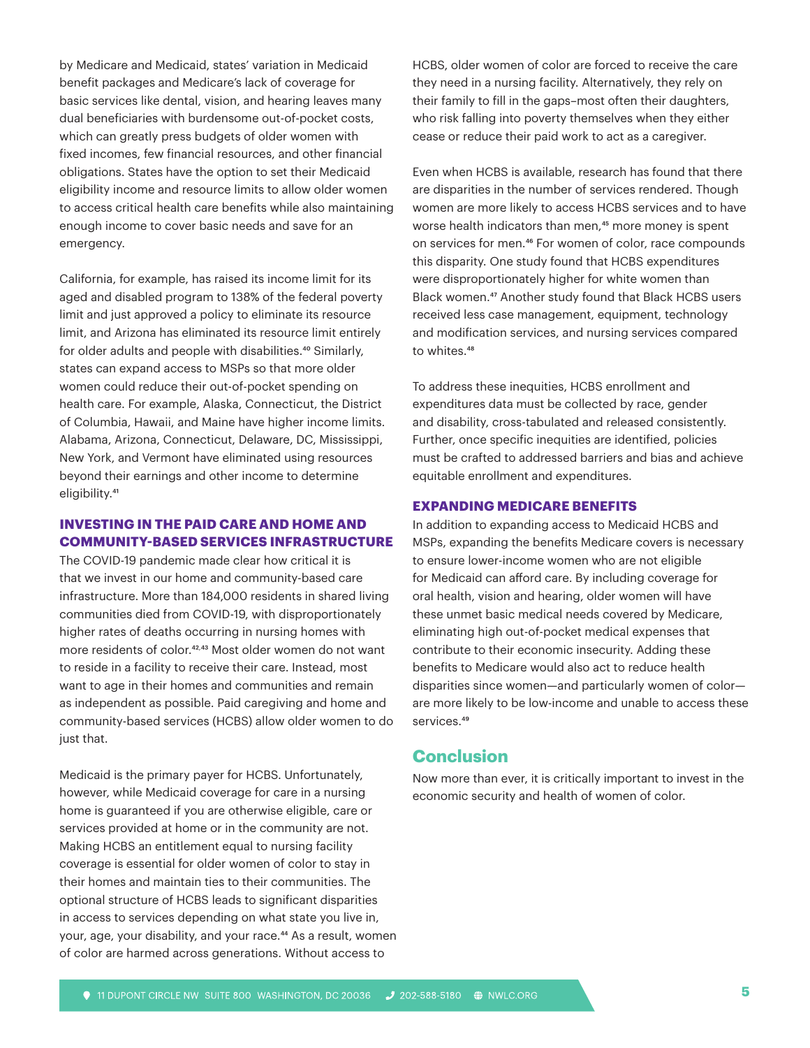by Medicare and Medicaid, states' variation in Medicaid benefit packages and Medicare's lack of coverage for basic services like dental, vision, and hearing leaves many dual beneficiaries with burdensome out-of-pocket costs, which can greatly press budgets of older women with fixed incomes, few financial resources, and other financial obligations. States have the option to set their Medicaid eligibility income and resource limits to allow older women to access critical health care benefits while also maintaining enough income to cover basic needs and save for an emergency.

California, for example, has raised its income limit for its aged and disabled program to 138% of the federal poverty limit and just approved a policy to eliminate its resource limit, and Arizona has eliminated its resource limit entirely for older adults and people with disabilities.[40] Similarly, states can expand access to MSPs so that more older women could reduce their out-of-pocket spending on health care. For example, Alaska, Connecticut, the District of Columbia, Hawaii, and Maine have higher income limits. Alabama, Arizona, Connecticut, Delaware, DC, Mississippi, New York, and Vermont have eliminated using resources beyond their earnings and other income to determine eligibility.[41]

### INVESTING IN THE PAID CARE AND HOME AND COMMUNITY-BASED SERVICES INFRASTRUCTURE

The COVID-19 pandemic made clear how critical it is that we invest in our home and community-based care infrastructure. More than 184,000 residents in shared living communities died from COVID-19, with disproportionately higher rates of deaths occurring in nursing homes with more residents of color.[42,43] Most older women do not want to reside in a facility to receive their care. Instead, most want to age in their homes and communities and remain as independent as possible. Paid caregiving and home and community-based services (HCBS) allow older women to do just that.

Medicaid is the primary payer for HCBS. Unfortunately, however, while Medicaid coverage for care in a nursing home is guaranteed if you are otherwise eligible, care or services provided at home or in the community are not. Making HCBS an entitlement equal to nursing facility coverage is essential for older women of color to stay in their homes and maintain ties to their communities. The optional structure of HCBS leads to significant disparities in access to services depending on what state you live in, your, age, your disability, and your race.[44] As a result, women of color are harmed across generations. Without access to HCBS, older women of color are forced to receive the care they need in a nursing facility. Alternatively, they rely on their family to fill in the gaps–most often their daughters, who risk falling into poverty themselves when they either cease or reduce their paid work to act as a caregiver.

Even when HCBS is available, research has found that there are disparities in the number of services rendered. Though women are more likely to access HCBS services and to have worse health indicators than men,[45] more money is spent on services for men.[46] For women of color, race compounds this disparity. One study found that HCBS expenditures were disproportionately higher for white women than Black women.[47] Another study found that Black HCBS users received less case management, equipment, technology and modification services, and nursing services compared to whites.[48]

To address these inequities, HCBS enrollment and expenditures data must be collected by race, gender and disability, cross-tabulated and released consistently. Further, once specific inequities are identified, policies must be crafted to addressed barriers and bias and achieve equitable enrollment and expenditures.

### EXPANDING MEDICARE BENEFITS

In addition to expanding access to Medicaid HCBS and MSPs, expanding the benefits Medicare covers is necessary to ensure lower-income women who are not eligible for Medicaid can afford care. By including coverage for oral health, vision and hearing, older women will have these unmet basic medical needs covered by Medicare, eliminating high out-of-pocket medical expenses that contribute to their economic insecurity. Adding these benefits to Medicare would also act to reduce health disparities since women—and particularly women of color—are more likely to be low-income and unable to access these services.[49]

## Conclusion

Now more than ever, it is critically important to invest in the economic security and health of women of color.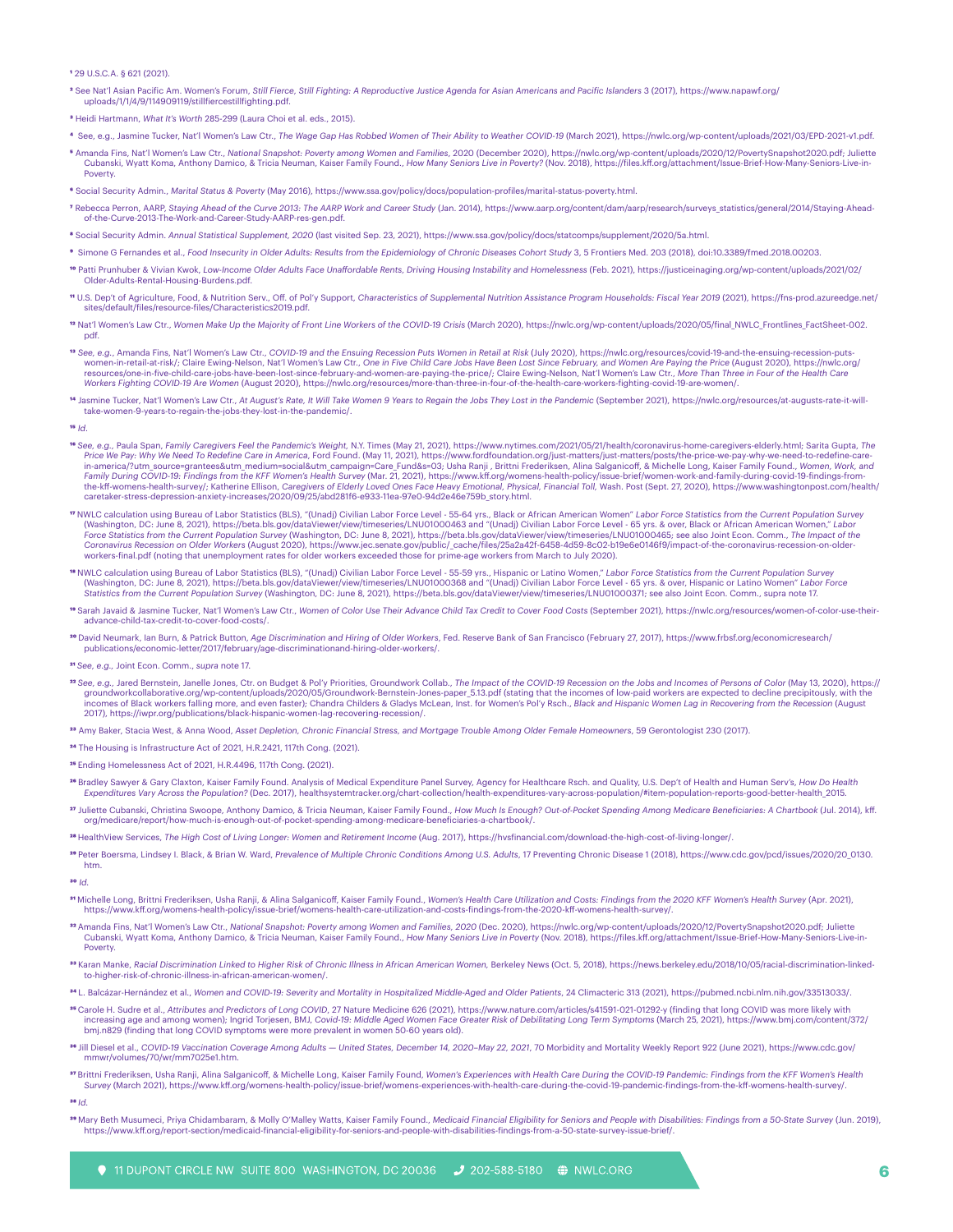[1] 29 U.S.C.A. § 621 (2021).

[2] See Nat'l Asian Pacific Am. Women's Forum, *Still Fierce, Still Fighting: A Reproductive Justice Agenda for Asian Americans and Pacific Islanders* 3 (2017), https://www.napawf.org/uploads/1/1/4/9/114909119/stillfiercestillfighting.pdf.

[3] Heidi Hartmann, *What It's Worth* 285-299 (Laura Choi et al. eds., 2015).

[4] See, e.g., Jasmine Tucker, Nat'l Women's Law Ctr., *The Wage Gap Has Robbed Women of Their Ability to Weather COVID-19* (March 2021), https://nwlc.org/wp-content/uploads/2021/03/EPD-2021-v1.pdf.

[5] Amanda Fins, Nat'l Women's Law Ctr., *National Snapshot: Poverty among Women and Families*, 2020 (December 2020), https://nwlc.org/wp-content/uploads/2020/12/PovertySnapshot2020.pdf; Juliette Cubanski, Wyatt Koma, Anthony Damico, & Tricia Neuman, Kaiser Family Found., *How Many Seniors Live in Poverty?* (Nov. 2018), https://files.kff.org/attachment/Issue-Brief-How-Many-Seniors-Live-in-Poverty.

[6] Social Security Admin., *Marital Status & Poverty* (May 2016), https://www.ssa.gov/policy/docs/population-profiles/marital-status-poverty.html.

[7] Rebecca Perron, AARP, *Staying Ahead of the Curve 2013: The AARP Work and Career Study* (Jan. 2014), https://www.aarp.org/content/dam/aarp/research/surveys_statistics/general/2014/Staying-Ahead-of-the-Curve-2013-The-Work-and-Career-Study-AARP-res-gen.pdf.

[8] Social Security Admin. *Annual Statistical Supplement, 2020* (last visited Sep. 23, 2021), https://www.ssa.gov/policy/docs/statcomps/supplement/2020/5a.html.

[9] Simone G Fernandes et al., *Food Insecurity in Older Adults: Results from the Epidemiology of Chronic Diseases Cohort Study* 3, 5 Frontiers Med. 203 (2018), doi:10.3389/fmed.2018.00203.

[10] Patti Prunhuber & Vivian Kwok, *Low-Income Older Adults Face Unaffordable Rents, Driving Housing Instability and Homelessness* (Feb. 2021), https://justiceinaging.org/wp-content/uploads/2021/02/Older-Adults-Rental-Housing-Burdens.pdf.

[11] U.S. Dep't of Agriculture, Food, & Nutrition Serv., Off. of Pol'y Support, *Characteristics of Supplemental Nutrition Assistance Program Households: Fiscal Year 2019* (2021), https://fns-prod.azureedge.net/sites/default/files/resource-files/Characteristics2019.pdf.

[12] Nat'l Women's Law Ctr., *Women Make Up the Majority of Front Line Workers of the COVID-19 Crisis* (March 2020), https://nwlc.org/wp-content/uploads/2020/05/final_NWLC_Frontlines_FactSheet-002.pdf.

[13] *See, e.g.*, Amanda Fins, Nat'l Women's Law Ctr., *COVID-19 and the Ensuing Recession Puts Women in Retail at Risk* (July 2020), https://nwlc.org/resources/covid-19-and-the-ensuing-recession-puts-women-in-retail-at-risk/; Claire Ewing-Nelson, Nat'l Women's Law Ctr., *One in Five Child Care Jobs Have Been Lost Since February, and Women Are Paying the Price* (August 2020), https://nwlc.org/resources/one-in-five-child-care-jobs-have-been-lost-since-february-and-women-are-paying-the-price/; Claire Ewing-Nelson, Nat'l Women's Law Ctr., *More Than Three in Four of the Health Care Workers Fighting COVID-19 Are Women* (August 2020), https://nwlc.org/resources/more-than-three-in-four-of-the-health-care-workers-fighting-covid-19-are-women/.

[14] Jasmine Tucker, Nat'l Women's Law Ctr., *At August's Rate, It Will Take Women 9 Years to Regain the Jobs They Lost in the Pandemic* (September 2021), https://nwlc.org/resources/at-augusts-rate-it-will-take-women-9-years-to-regain-the-jobs-they-lost-in-the-pandemic/.

[15] *Id*.

[16] *See, e.g.*, Paula Span, *Family Caregivers Feel the Pandemic's Weight*, N.Y. Times (May 21, 2021), https://www.nytimes.com/2021/05/21/health/coronavirus-home-caregivers-elderly.html; Sarita Gupta, *The Price We Pay: Why We Need To Redefine Care in America*, Ford Found. (May 11, 2021), https://www.fordfoundation.org/just-matters/just-matters/posts/the-price-we-pay-why-we-need-to-redefine-care-in-america/?utm_source=grantees&utm_medium=social&utm_campaign=Care_Fund&s=03; Usha Ranji , Brittni Frederiksen, Alina Salganicoff, & Michelle Long, Kaiser Family Found., *Women, Work, and Family During COVID-19: Findings from the KFF Women's Health Survey* (Mar. 21, 2021), https://www.kff.org/womens-health-policy/issue-brief/women-work-and-family-during-covid-19-findings-from-the-kff-womens-health-survey/; Katherine Ellison, *Caregivers of Elderly Loved Ones Face Heavy Emotional, Physical, Financial Toll*, Wash. Post (Sept. 27, 2020), https://www.washingtonpost.com/health/caretaker-stress-depression-anxiety-increases/2020/09/25/abd281f6-e933-11ea-97e0-94d2e46e759b_story.html.

[17] NWLC calculation using Bureau of Labor Statistics (BLS), "(Unadj) Civilian Labor Force Level - 55-64 yrs., Black or African American Women" *Labor Force Statistics from the Current Population Survey* (Washington, DC: June 8, 2021), https://beta.bls.gov/dataViewer/view/timeseries/LNU01000463 and "(Unadj) Civilian Labor Force Level - 65 yrs. & over, Black or African American Women," *Labor Force Statistics from the Current Population Survey* (Washington, DC: June 8, 2021), https://beta.bls.gov/dataViewer/view/timeseries/LNU01000465; see also Joint Econ. Comm., *The Impact of the Coronavirus Recession on Older Workers* (August 2020), https://www.jec.senate.gov/public/_cache/files/25a2a42f-6458-4d59-8c02-b19e6e0146f9/impact-of-the-coronavirus-recession-on-older-workers-final.pdf (noting that unemployment rates for older workers exceeded those for prime-age workers from March to July 2020).

[18] NWLC calculation using Bureau of Labor Statistics (BLS), "(Unadj) Civilian Labor Force Level - 55-59 yrs., Hispanic or Latino Women," *Labor Force Statistics from the Current Population Survey* (Washington, DC: June 8, 2021), https://beta.bls.gov/dataViewer/view/timeseries/LNU01000368 and "(Unadj) Civilian Labor Force Level - 65 yrs. & over, Hispanic or Latino Women" *Labor Force Statistics from the Current Population Survey* (Washington, DC: June 8, 2021), https://beta.bls.gov/dataViewer/view/timeseries/LNU01000371; see also Joint Econ. Comm., supra note 17.

[19] Sarah Javaid & Jasmine Tucker, Nat'l Women's Law Ctr., *Women of Color Use Their Advance Child Tax Credit to Cover Food Costs* (September 2021), https://nwlc.org/resources/women-of-color-use-their-advance-child-tax-credit-to-cover-food-costs/.

[20] David Neumark, Ian Burn, & Patrick Button, *Age Discrimination and Hiring of Older Workers*, Fed. Reserve Bank of San Francisco (February 27, 2017), https://www.frbsf.org/economicresearch/publications/economic-letter/2017/february/age-discriminationand-hiring-older-workers/.

[21] *See, e.g.*, Joint Econ. Comm., *supra* note 17.

[22] *See, e.g.*, Jared Bernstein, Janelle Jones, Ctr. on Budget & Pol'y Priorities, Groundwork Collab., *The Impact of the COVID-19 Recession on the Jobs and Incomes of Persons of Color* (May 13, 2020), https://groundworkcollaborative.org/wp-content/uploads/2020/05/Groundwork-Bernstein-Jones-paper_5.13.pdf (stating that the incomes of low-paid workers are expected to decline precipitously, with the incomes of Black workers falling more, and even faster); Chandra Childers & Gladys McLean, Inst. for Women's Pol'y Rsch., *Black and Hispanic Women Lag in Recovering from the Recession* (August 2017), https://iwpr.org/publications/black-hispanic-women-lag-recovering-recession/.

[23] Amy Baker, Stacia West, & Anna Wood, *Asset Depletion, Chronic Financial Stress, and Mortgage Trouble Among Older Female Homeowners*, 59 Gerontologist 230 (2017).

[24] The Housing is Infrastructure Act of 2021, H.R.2421, 117th Cong. (2021).

[25] Ending Homelessness Act of 2021, H.R.4496, 117th Cong. (2021).

[26] Bradley Sawyer & Gary Claxton, Kaiser Family Found. Analysis of Medical Expenditure Panel Survey, Agency for Healthcare Rsch. and Quality, U.S. Dep't of Health and Human Serv's, *How Do Health Expenditures Vary Across the Population?* (Dec. 2017), healthsystemtracker.org/chart-collection/health-expenditures-vary-across-population/#item-population-reports-good-better-health_2015.

[27] Juliette Cubanski, Christina Swoope, Anthony Damico, & Tricia Neuman, Kaiser Family Found., *How Much Is Enough? Out-of-Pocket Spending Among Medicare Beneficiaries: A Chartbook* (Jul. 2014), kff.org/medicare/report/how-much-is-enough-out-of-pocket-spending-among-medicare-beneficiaries-a-chartbook/.

[28] HealthView Services, *The High Cost of Living Longer: Women and Retirement Income* (Aug. 2017), https://hvsfinancial.com/download-the-high-cost-of-living-longer/.

[29] Peter Boersma, Lindsey I. Black, & Brian W. Ward, *Prevalence of Multiple Chronic Conditions Among U.S. Adults*, 17 Preventing Chronic Disease 1 (2018), https://www.cdc.gov/pcd/issues/2020/20_0130.htm.

[30] *Id.*

[31] Michelle Long, Brittni Frederiksen, Usha Ranji, & Alina Salganicoff, Kaiser Family Found., *Women's Health Care Utilization and Costs: Findings from the 2020 KFF Women's Health Survey* (Apr. 2021), https://www.kff.org/womens-health-policy/issue-brief/womens-health-care-utilization-and-costs-findings-from-the-2020-kff-womens-health-survey/.

[32] Amanda Fins, Nat'l Women's Law Ctr., *National Snapshot: Poverty among Women and Families, 2020* (Dec. 2020), https://nwlc.org/wp-content/uploads/2020/12/PovertySnapshot2020.pdf; Juliette Cubanski, Wyatt Koma, Anthony Damico, & Tricia Neuman, Kaiser Family Found., *How Many Seniors Live in Poverty* (Nov. 2018), https://files.kff.org/attachment/Issue-Brief-How-Many-Seniors-Live-in-Poverty.

[33] Karan Manke, *Racial Discrimination Linked to Higher Risk of Chronic Illness in African American Women*, Berkeley News (Oct. 5, 2018), https://news.berkeley.edu/2018/10/05/racial-discrimination-linked-to-higher-risk-of-chronic-illness-in-african-american-women/.

[34] L. Balcázar-Hernández et al., *Women and COVID-19: Severity and Mortality in Hospitalized Middle-Aged and Older Patients*, 24 Climacteric 313 (2021), https://pubmed.ncbi.nlm.nih.gov/33513033/.

[35] Carole H. Sudre et al., *Attributes and Predictors of Long COVID*, 27 Nature Medicine 626 (2021), https://www.nature.com/articles/s41591-021-01292-y (finding that long COVID was more likely with increasing age and among women); Ingrid Torjesen, BMJ, *Covid-19: Middle Aged Women Face Greater Risk of Debilitating Long Term Symptoms* (March 25, 2021), https://www.bmj.com/content/372/bmj.n829 (finding that long COVID symptoms were more prevalent in women 50-60 years old).

[36] Jill Diesel et al., *COVID-19 Vaccination Coverage Among Adults — United States, December 14, 2020–May 22, 2021*, 70 Morbidity and Mortality Weekly Report 922 (June 2021), https://www.cdc.gov/mmwr/volumes/70/wr/mm7025e1.htm.

[37] Brittni Frederiksen, Usha Ranji, Alina Salganicoff, & Michelle Long, Kaiser Family Found, *Women's Experiences with Health Care During the COVID-19 Pandemic: Findings from the KFF Women's Health Survey* (March 2021), https://www.kff.org/womens-health-policy/issue-brief/womens-experiences-with-health-care-during-the-covid-19-pandemic-findings-from-the-kff-womens-health-survey/.

[38] *Id.*

[39] Mary Beth Musumeci, Priya Chidambaram, & Molly O'Malley Watts, Kaiser Family Found., *Medicaid Financial Eligibility for Seniors and People with Disabilities: Findings from a 50-State Survey* (Jun. 2019), https://www.kff.org/report-section/medicaid-financial-eligibility-for-seniors-and-people-with-disabilities-findings-from-a-50-state-survey-issue-brief/.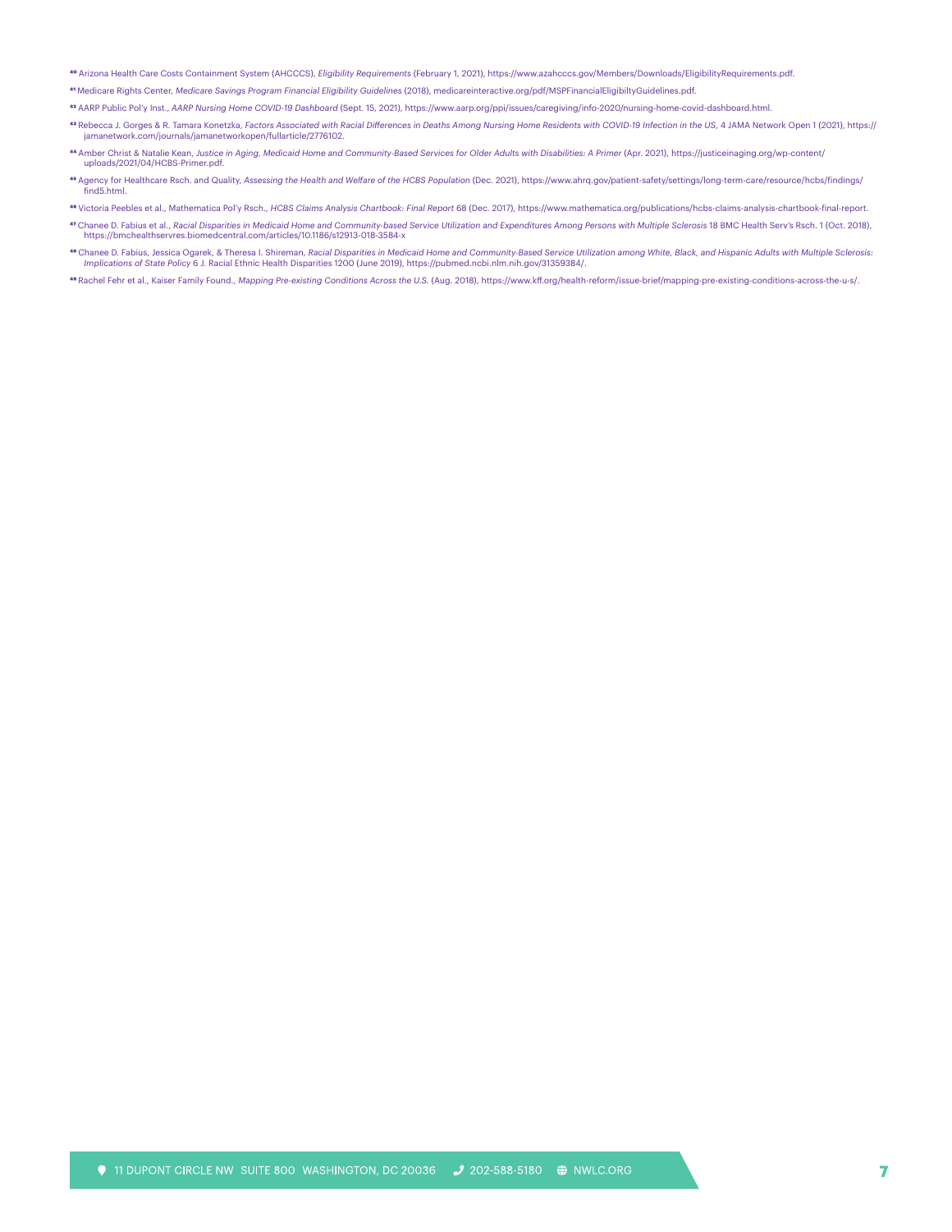[40] Arizona Health Care Costs Containment System (AHCCCS), *Eligibility Requirements* (February 1, 2021), https://www.azahcccs.gov/Members/Downloads/EligibilityRequirements.pdf.

[41] Medicare Rights Center, *Medicare Savings Program Financial Eligibility Guidelines* (2018), medicareinteractive.org/pdf/MSPFinancialEligibiltyGuidelines.pdf.

[42] AARP Public Pol'y Inst., *AARP Nursing Home COVID-19 Dashboard* (Sept. 15, 2021), https://www.aarp.org/ppi/issues/caregiving/info-2020/nursing-home-covid-dashboard.html.

[43] Rebecca J. Gorges & R. Tamara Konetzka, *Factors Associated with Racial Differences in Deaths Among Nursing Home Residents with COVID-19 Infection in the US*, 4 JAMA Network Open 1 (2021), https://jamanetwork.com/journals/jamanetworkopen/fullarticle/2776102.

[44] Amber Christ & Natalie Kean, *Justice in Aging, Medicaid Home and Community-Based Services for Older Adults with Disabilities: A Primer* (Apr. 2021), https://justiceinaging.org/wp-content/uploads/2021/04/HCBS-Primer.pdf.

[45] Agency for Healthcare Rsch. and Quality, *Assessing the Health and Welfare of the HCBS Population* (Dec. 2021), https://www.ahrq.gov/patient-safety/settings/long-term-care/resource/hcbs/findings/find5.html.

[46] Victoria Peebles et al., Mathematica Pol'y Rsch., *HCBS Claims Analysis Chartbook: Final Report* 68 (Dec. 2017), https://www.mathematica.org/publications/hcbs-claims-analysis-chartbook-final-report.

[47] Chanee D. Fabius et al., *Racial Disparities in Medicaid Home and Community-based Service Utilization and Expenditures Among Persons with Multiple Sclerosis* 18 BMC Health Serv's Rsch. 1 (Oct. 2018), https://bmchealthservres.biomedcentral.com/articles/10.1186/s12913-018-3584-x

[48] Chanee D. Fabius, Jessica Ogarek, & Theresa I. Shireman, *Racial Disparities in Medicaid Home and Community-Based Service Utilization among White, Black, and Hispanic Adults with Multiple Sclerosis: Implications of State Policy* 6 J. Racial Ethnic Health Disparities 1200 (June 2019), https://pubmed.ncbi.nlm.nih.gov/31359384/.

[49] Rachel Fehr et al., Kaiser Family Found., *Mapping Pre-existing Conditions Across the U.S.* (Aug. 2018), https://www.kff.org/health-reform/issue-brief/mapping-pre-existing-conditions-across-the-u-s/.